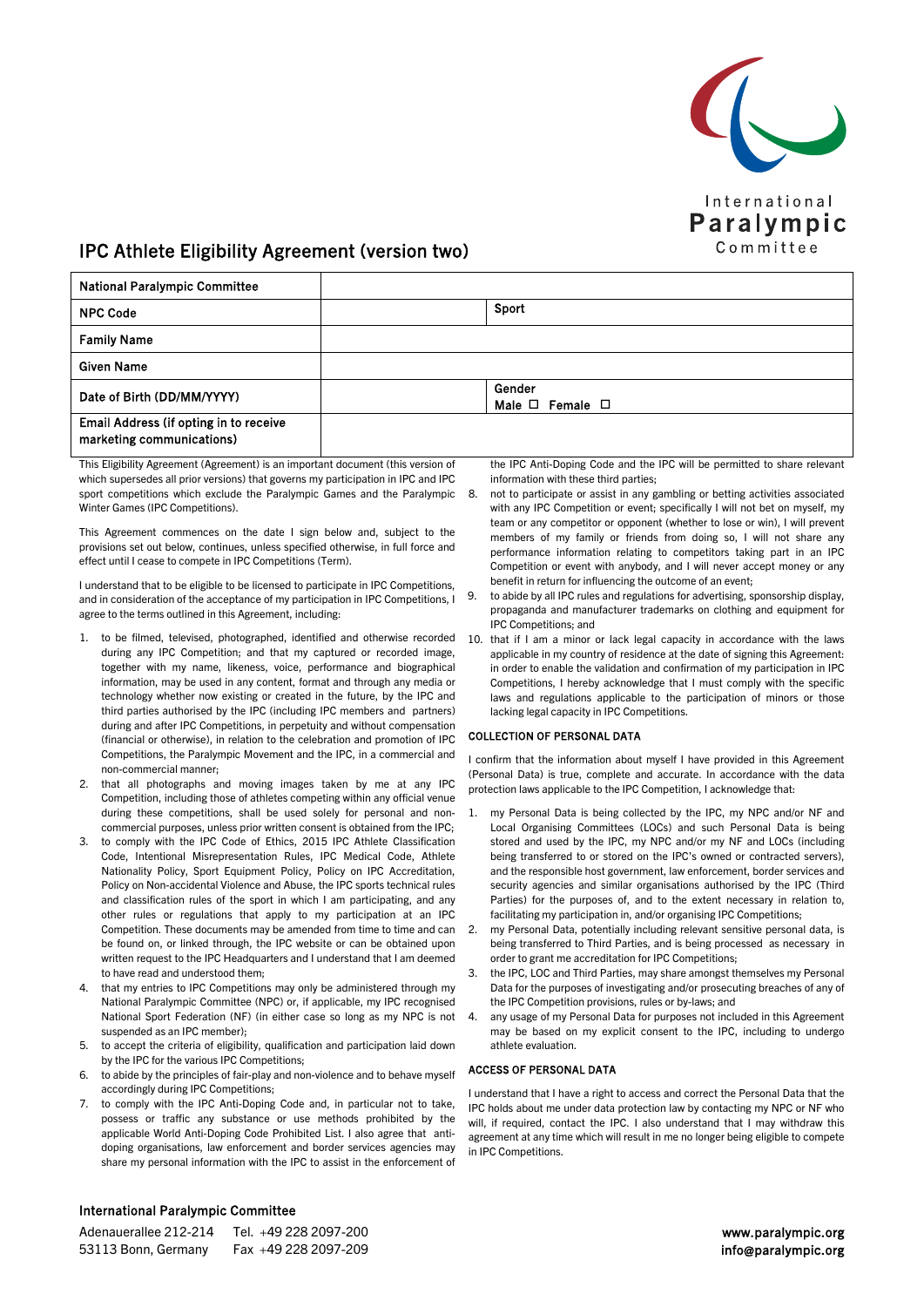# IPC Athlete Eligibility Agreement (version two)

| National Paralympic Committee | | |
|---|---|---|
| NPC Code | | Sport |
| Family Name | | |
| Given Name | | |
| Date of Birth (DD/MM/YYYY) | | Gender<br>Male ☐ Female ☐ |
| Email Address (if opting in to receive marketing communications) | | |

This Eligibility Agreement (Agreement) is an important document (this version of which supersedes all prior versions) that governs my participation in IPC and IPC sport competitions which exclude the Paralympic Games and the Paralympic Winter Games (IPC Competitions).

This Agreement commences on the date I sign below and, subject to the provisions set out below, continues, unless specified otherwise, in full force and effect until I cease to compete in IPC Competitions (Term).

I understand that to be eligible to be licensed to participate in IPC Competitions, and in consideration of the acceptance of my participation in IPC Competitions, I agree to the terms outlined in this Agreement, including:

1. to be filmed, televised, photographed, identified and otherwise recorded during any IPC Competition; and that my captured or recorded image, together with my name, likeness, voice, performance and biographical information, may be used in any content, format and through any media or technology whether now existing or created in the future, by the IPC and third parties authorised by the IPC (including IPC members and partners) during and after IPC Competitions, in perpetuity and without compensation (financial or otherwise), in relation to the celebration and promotion of IPC Competitions, the Paralympic Movement and the IPC, in a commercial and non-commercial manner;
2. that all photographs and moving images taken by me at any IPC Competition, including those of athletes competing within any official venue during these competitions, shall be used solely for personal and non-commercial purposes, unless prior written consent is obtained from the IPC;
3. to comply with the IPC Code of Ethics, 2015 IPC Athlete Classification Code, Intentional Misrepresentation Rules, IPC Medical Code, Athlete Nationality Policy, Sport Equipment Policy, Policy on IPC Accreditation, Policy on Non-accidental Violence and Abuse, the IPC sports technical rules and classification rules of the sport in which I am participating, and any other rules or regulations that apply to my participation at an IPC Competition. These documents may be amended from time to time and can be found on, or linked through, the IPC website or can be obtained upon written request to the IPC Headquarters and I understand that I am deemed to have read and understood them;
4. that my entries to IPC Competitions may only be administered through my National Paralympic Committee (NPC) or, if applicable, my IPC recognised National Sport Federation (NF) (in either case so long as my NPC is not suspended as an IPC member);
5. to accept the criteria of eligibility, qualification and participation laid down by the IPC for the various IPC Competitions;
6. to abide by the principles of fair-play and non-violence and to behave myself accordingly during IPC Competitions;
7. to comply with the IPC Anti-Doping Code and, in particular not to take, possess or traffic any substance or use methods prohibited by the applicable World Anti-Doping Code Prohibited List. I also agree that anti-doping organisations, law enforcement and border services agencies may share my personal information with the IPC to assist in the enforcement of the IPC Anti-Doping Code and the IPC will be permitted to share relevant information with these third parties;
8. not to participate or assist in any gambling or betting activities associated with any IPC Competition or event; specifically I will not bet on myself, my team or any competitor or opponent (whether to lose or win), I will prevent members of my family or friends from doing so, I will not share any performance information relating to competitors taking part in an IPC Competition or event with anybody, and I will never accept money or any benefit in return for influencing the outcome of an event;
9. to abide by all IPC rules and regulations for advertising, sponsorship display, propaganda and manufacturer trademarks on clothing and equipment for IPC Competitions; and
10. that if I am a minor or lack legal capacity in accordance with the laws applicable in my country of residence at the date of signing this Agreement: in order to enable the validation and confirmation of my participation in IPC Competitions, I hereby acknowledge that I must comply with the specific laws and regulations applicable to the participation of minors or those lacking legal capacity in IPC Competitions.

### COLLECTION OF PERSONAL DATA

I confirm that the information about myself I have provided in this Agreement (Personal Data) is true, complete and accurate. In accordance with the data protection laws applicable to the IPC Competition, I acknowledge that:

1. my Personal Data is being collected by the IPC, my NPC and/or my NF and Local Organising Committees (LOCs) and such Personal Data is being stored and used by the IPC, my NPC and/or my NF and LOCs (including being transferred to or stored on the IPC's owned or contracted servers), and the responsible host government, law enforcement, border services and security agencies and similar organisations authorised by the IPC (Third Parties) for the purposes of, and to the extent necessary in relation to, facilitating my participation in, and/or organising IPC Competitions;
2. my Personal Data, potentially including relevant sensitive personal data, is being transferred to Third Parties, and is being processed as necessary in order to grant me accreditation for IPC Competitions;
3. the IPC, LOC and Third Parties, may share amongst themselves my Personal Data for the purposes of investigating and/or prosecuting breaches of any of the IPC Competition provisions, rules or by-laws; and
4. any usage of my Personal Data for purposes not included in this Agreement may be based on my explicit consent to the IPC, including to undergo athlete evaluation.

### ACCESS OF PERSONAL DATA

I understand that I have a right to access and correct the Personal Data that the IPC holds about me under data protection law by contacting my NPC or NF who will, if required, contact the IPC. I also understand that I may withdraw this agreement at any time which will result in me no longer being eligible to compete in IPC Competitions.

**International Paralympic Committee**

Adenauerallee 212-214
53113 Bonn, Germany

Tel. +49 228 2097-200
Fax +49 228 2097-209

www.paralympic.org
info@paralympic.org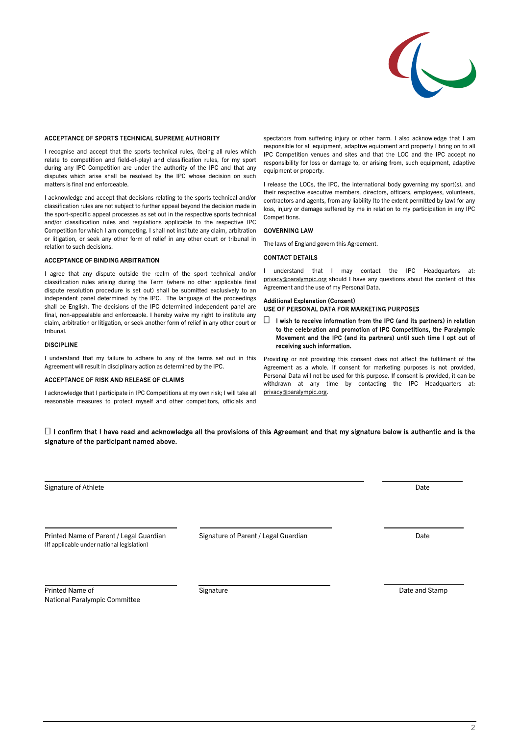### ACCEPTANCE OF SPORTS TECHNICAL SUPREME AUTHORITY

I recognise and accept that the sports technical rules, (being all rules which relate to competition and field-of-play) and classification rules, for my sport during any IPC Competition are under the authority of the IPC and that any disputes which arise shall be resolved by the IPC whose decision on such matters is final and enforceable.

I acknowledge and accept that decisions relating to the sports technical and/or classification rules are not subject to further appeal beyond the decision made in the sport-specific appeal processes as set out in the respective sports technical and/or classification rules and regulations applicable to the respective IPC Competition for which I am competing. I shall not institute any claim, arbitration or litigation, or seek any other form of relief in any other court or tribunal in relation to such decisions.

### ACCEPTANCE OF BINDING ARBITRATION

I agree that any dispute outside the realm of the sport technical and/or classification rules arising during the Term (where no other applicable final dispute resolution procedure is set out) shall be submitted exclusively to an independent panel determined by the IPC. The language of the proceedings shall be English. The decisions of the IPC determined independent panel are final, non-appealable and enforceable. I hereby waive my right to institute any claim, arbitration or litigation, or seek another form of relief in any other court or tribunal.

### DISCIPLINE

I understand that my failure to adhere to any of the terms set out in this Agreement will result in disciplinary action as determined by the IPC.

### ACCEPTANCE OF RISK AND RELEASE OF CLAIMS

I acknowledge that I participate in IPC Competitions at my own risk; I will take all reasonable measures to protect myself and other competitors, officials and spectators from suffering injury or other harm. I also acknowledge that I am responsible for all equipment, adaptive equipment and property I bring on to all IPC Competition venues and sites and that the LOC and the IPC accept no responsibility for loss or damage to, or arising from, such equipment, adaptive equipment or property.

I release the LOCs, the IPC, the international body governing my sport(s), and their respective executive members, directors, officers, employees, volunteers, contractors and agents, from any liability (to the extent permitted by law) for any loss, injury or damage suffered by me in relation to my participation in any IPC Competitions.

### GOVERNING LAW

The laws of England govern this Agreement.

### CONTACT DETAILS

I understand that I may contact the IPC Headquarters at: privacy@paralympic.org should I have any questions about the content of this Agreement and the use of my Personal Data.

### Additional Explanation (Consent)
### USE OF PERSONAL DATA FOR MARKETING PURPOSES

☐ **I wish to receive information from the IPC (and its partners) in relation to the celebration and promotion of IPC Competitions, the Paralympic Movement and the IPC (and its partners) until such time I opt out of receiving such information.**

Providing or not providing this consent does not affect the fulfilment of the Agreement as a whole. If consent for marketing purposes is not provided, Personal Data will not be used for this purpose. If consent is provided, it can be withdrawn at any time by contacting the IPC Headquarters at: privacy@paralympic.org.

☐ **I confirm that I have read and acknowledge all the provisions of this Agreement and that my signature below is authentic and is the signature of the participant named above.**

Signature of Athlete — Date

Printed Name of Parent / Legal Guardian (If applicable under national legislation) — Signature of Parent / Legal Guardian — Date

Printed Name of National Paralympic Committee — Signature — Date and Stamp